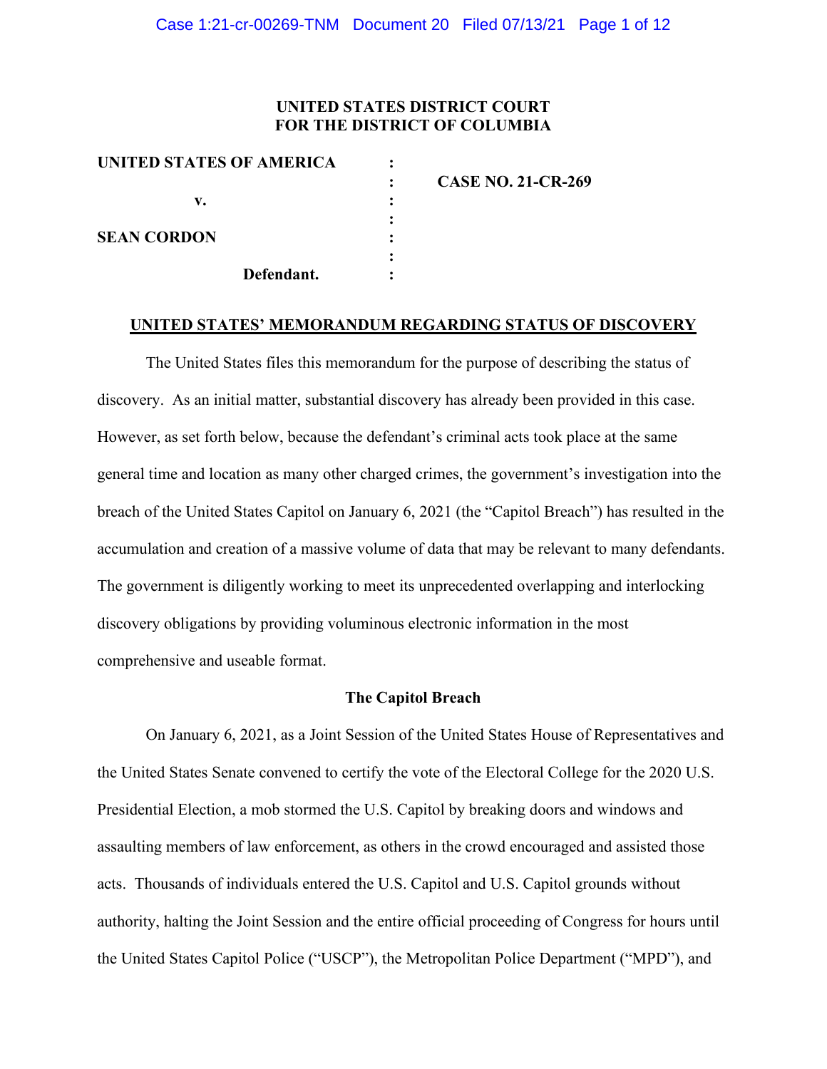**UNITED STATES DISTRICT COURT**
**FOR THE DISTRICT OF COLUMBIA**

| | | |
|---|---|---|
| **UNITED STATES OF AMERICA** | : | |
| | : | **CASE NO. 21-CR-269** |
| **v.** | : | |
| | : | |
| **SEAN CORDON** | : | |
| | : | |
| **Defendant.** | : | |

## UNITED STATES' MEMORANDUM REGARDING STATUS OF DISCOVERY

The United States files this memorandum for the purpose of describing the status of discovery. As an initial matter, substantial discovery has already been provided in this case. However, as set forth below, because the defendant's criminal acts took place at the same general time and location as many other charged crimes, the government's investigation into the breach of the United States Capitol on January 6, 2021 (the "Capitol Breach") has resulted in the accumulation and creation of a massive volume of data that may be relevant to many defendants. The government is diligently working to meet its unprecedented overlapping and interlocking discovery obligations by providing voluminous electronic information in the most comprehensive and useable format.

### The Capitol Breach

On January 6, 2021, as a Joint Session of the United States House of Representatives and the United States Senate convened to certify the vote of the Electoral College for the 2020 U.S. Presidential Election, a mob stormed the U.S. Capitol by breaking doors and windows and assaulting members of law enforcement, as others in the crowd encouraged and assisted those acts. Thousands of individuals entered the U.S. Capitol and U.S. Capitol grounds without authority, halting the Joint Session and the entire official proceeding of Congress for hours until the United States Capitol Police ("USCP"), the Metropolitan Police Department ("MPD"), and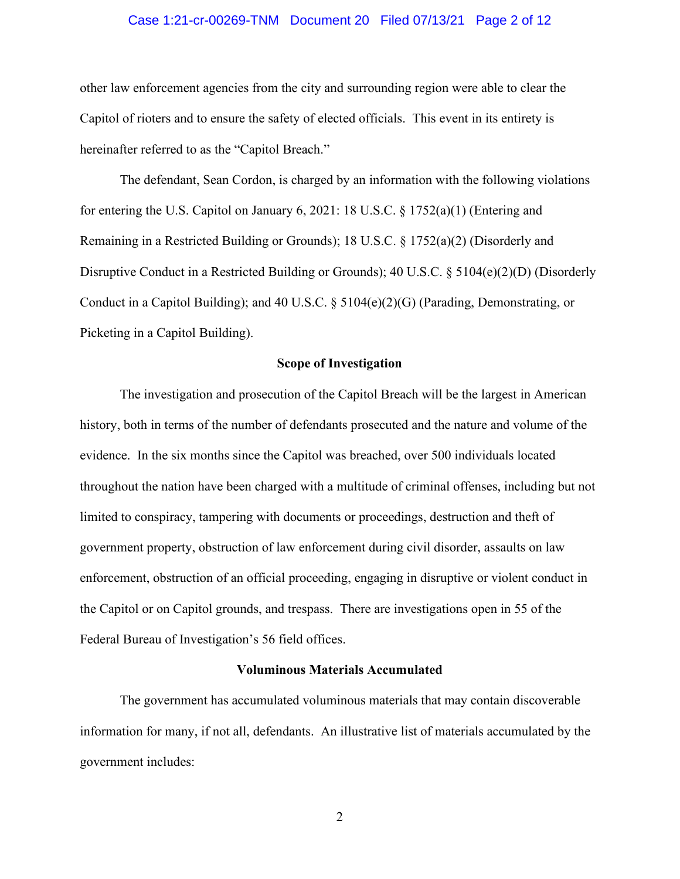other law enforcement agencies from the city and surrounding region were able to clear the Capitol of rioters and to ensure the safety of elected officials. This event in its entirety is hereinafter referred to as the "Capitol Breach."

The defendant, Sean Cordon, is charged by an information with the following violations for entering the U.S. Capitol on January 6, 2021: 18 U.S.C. § 1752(a)(1) (Entering and Remaining in a Restricted Building or Grounds); 18 U.S.C. § 1752(a)(2) (Disorderly and Disruptive Conduct in a Restricted Building or Grounds); 40 U.S.C. § 5104(e)(2)(D) (Disorderly Conduct in a Capitol Building); and 40 U.S.C. § 5104(e)(2)(G) (Parading, Demonstrating, or Picketing in a Capitol Building).

**Scope of Investigation**

The investigation and prosecution of the Capitol Breach will be the largest in American history, both in terms of the number of defendants prosecuted and the nature and volume of the evidence. In the six months since the Capitol was breached, over 500 individuals located throughout the nation have been charged with a multitude of criminal offenses, including but not limited to conspiracy, tampering with documents or proceedings, destruction and theft of government property, obstruction of law enforcement during civil disorder, assaults on law enforcement, obstruction of an official proceeding, engaging in disruptive or violent conduct in the Capitol or on Capitol grounds, and trespass. There are investigations open in 55 of the Federal Bureau of Investigation's 56 field offices.

**Voluminous Materials Accumulated**

The government has accumulated voluminous materials that may contain discoverable information for many, if not all, defendants. An illustrative list of materials accumulated by the government includes: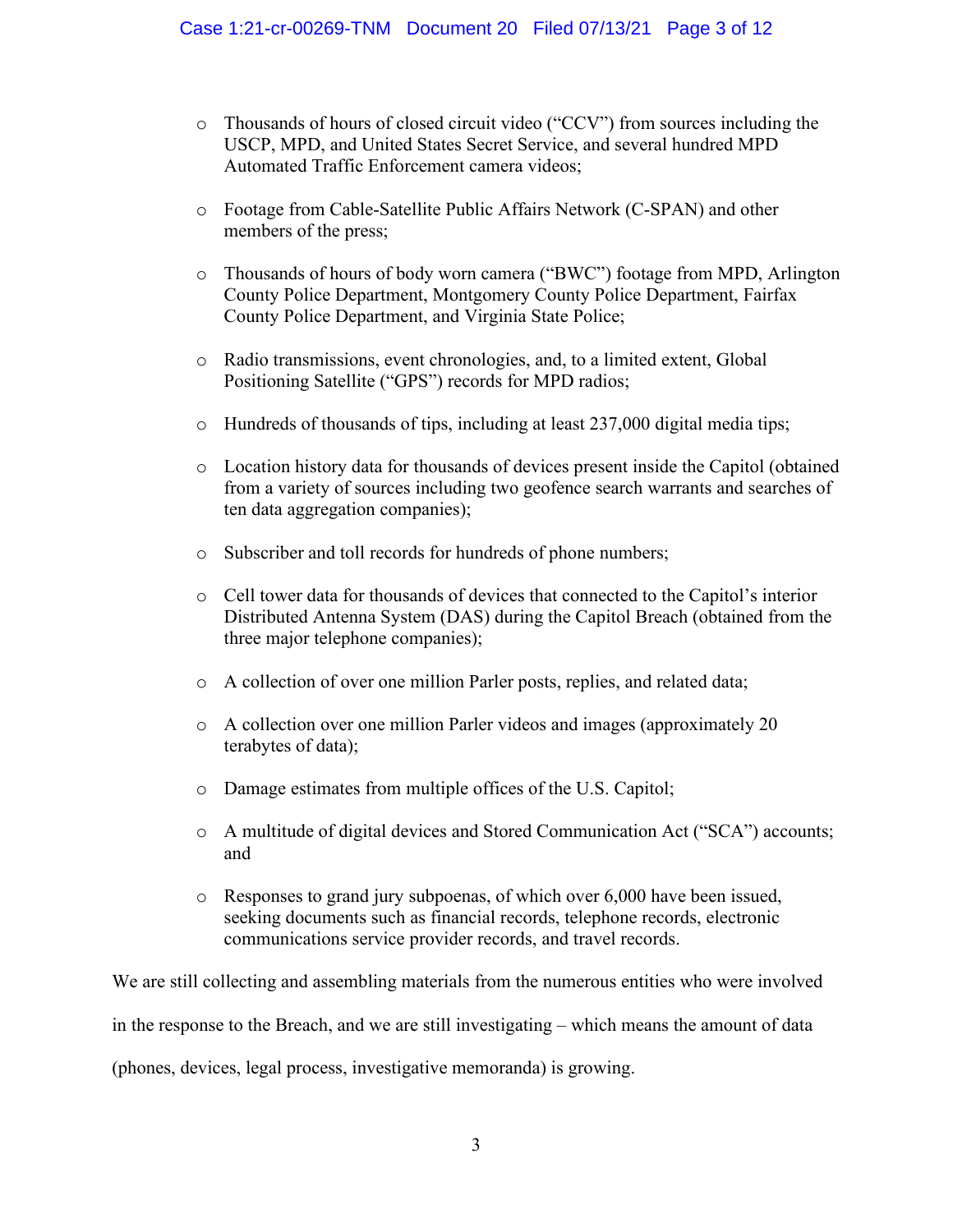- Thousands of hours of closed circuit video ("CCV") from sources including the USCP, MPD, and United States Secret Service, and several hundred MPD Automated Traffic Enforcement camera videos;
- Footage from Cable-Satellite Public Affairs Network (C-SPAN) and other members of the press;
- Thousands of hours of body worn camera ("BWC") footage from MPD, Arlington County Police Department, Montgomery County Police Department, Fairfax County Police Department, and Virginia State Police;
- Radio transmissions, event chronologies, and, to a limited extent, Global Positioning Satellite ("GPS") records for MPD radios;
- Hundreds of thousands of tips, including at least 237,000 digital media tips;
- Location history data for thousands of devices present inside the Capitol (obtained from a variety of sources including two geofence search warrants and searches of ten data aggregation companies);
- Subscriber and toll records for hundreds of phone numbers;
- Cell tower data for thousands of devices that connected to the Capitol's interior Distributed Antenna System (DAS) during the Capitol Breach (obtained from the three major telephone companies);
- A collection of over one million Parler posts, replies, and related data;
- A collection over one million Parler videos and images (approximately 20 terabytes of data);
- Damage estimates from multiple offices of the U.S. Capitol;
- A multitude of digital devices and Stored Communication Act ("SCA") accounts; and
- Responses to grand jury subpoenas, of which over 6,000 have been issued, seeking documents such as financial records, telephone records, electronic communications service provider records, and travel records.

We are still collecting and assembling materials from the numerous entities who were involved in the response to the Breach, and we are still investigating – which means the amount of data (phones, devices, legal process, investigative memoranda) is growing.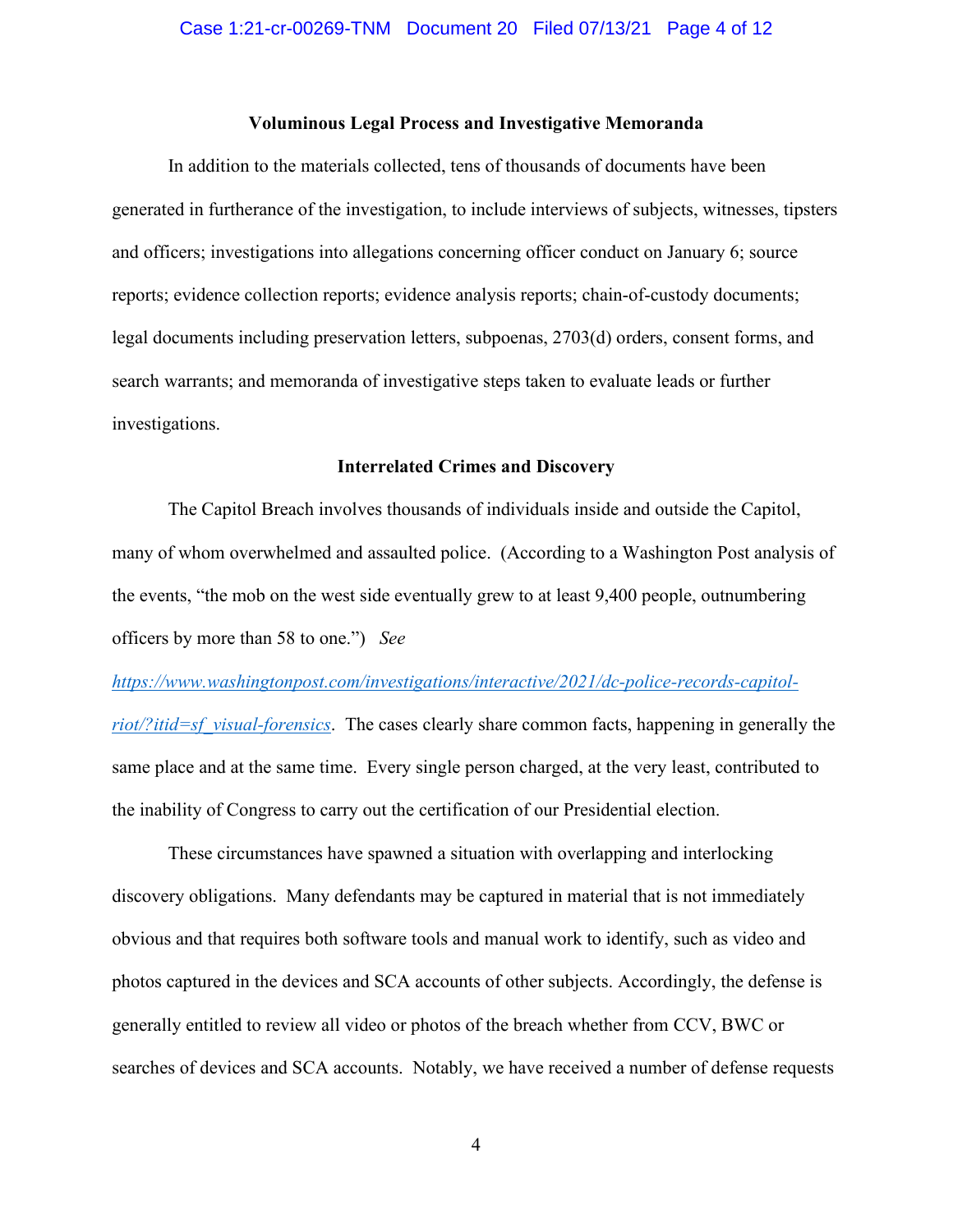**Voluminous Legal Process and Investigative Memoranda**

In addition to the materials collected, tens of thousands of documents have been generated in furtherance of the investigation, to include interviews of subjects, witnesses, tipsters and officers; investigations into allegations concerning officer conduct on January 6; source reports; evidence collection reports; evidence analysis reports; chain-of-custody documents; legal documents including preservation letters, subpoenas, 2703(d) orders, consent forms, and search warrants; and memoranda of investigative steps taken to evaluate leads or further investigations.

**Interrelated Crimes and Discovery**

The Capitol Breach involves thousands of individuals inside and outside the Capitol, many of whom overwhelmed and assaulted police. (According to a Washington Post analysis of the events, "the mob on the west side eventually grew to at least 9,400 people, outnumbering officers by more than 58 to one.") *See* [https://www.washingtonpost.com/investigations/interactive/2021/dc-police-records-capitol-riot/?itid=sf_visual-forensics](https://www.washingtonpost.com/investigations/interactive/2021/dc-police-records-capitol-riot/?itid=sf_visual-forensics). The cases clearly share common facts, happening in generally the same place and at the same time. Every single person charged, at the very least, contributed to the inability of Congress to carry out the certification of our Presidential election.

These circumstances have spawned a situation with overlapping and interlocking discovery obligations. Many defendants may be captured in material that is not immediately obvious and that requires both software tools and manual work to identify, such as video and photos captured in the devices and SCA accounts of other subjects. Accordingly, the defense is generally entitled to review all video or photos of the breach whether from CCV, BWC or searches of devices and SCA accounts. Notably, we have received a number of defense requests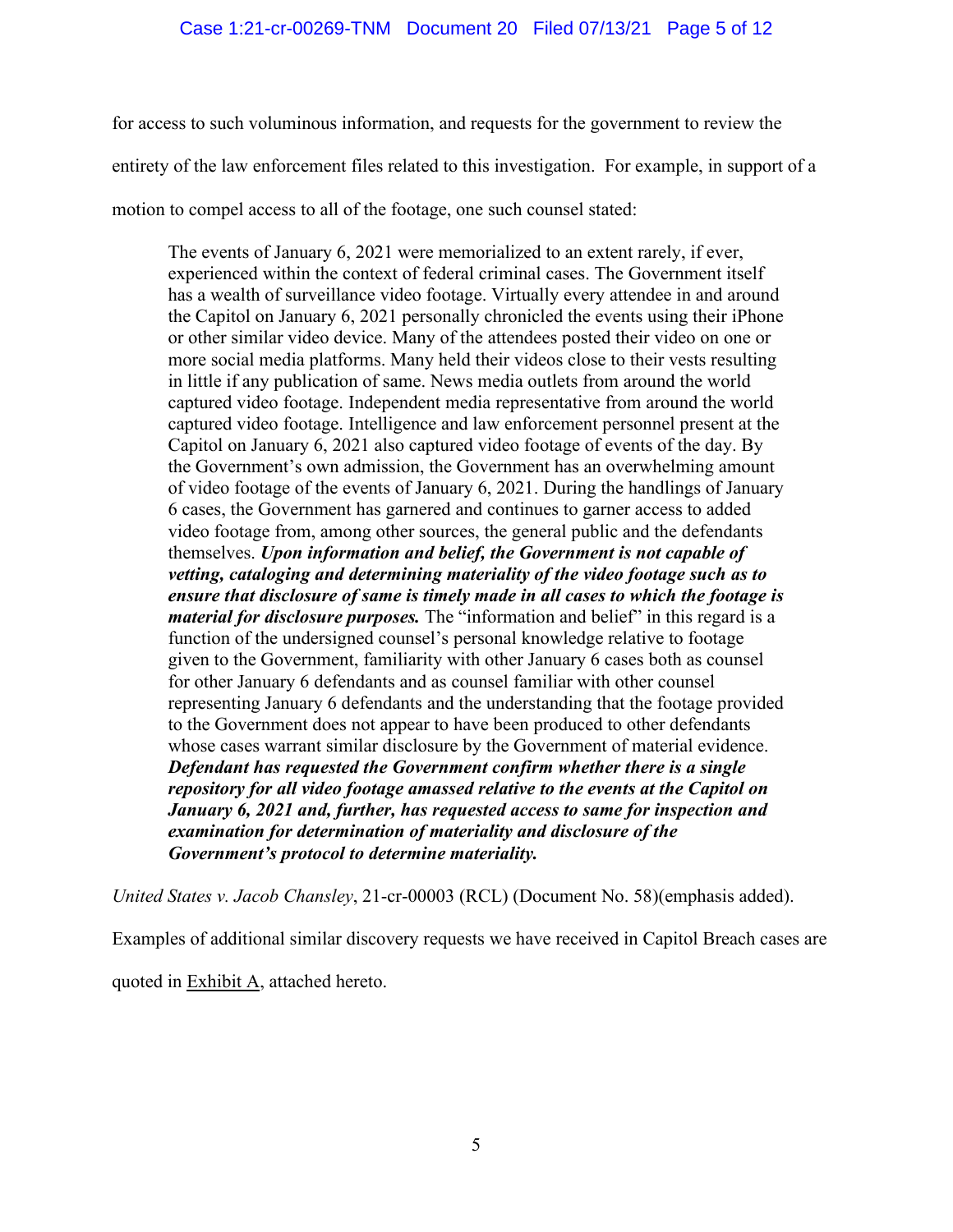for access to such voluminous information, and requests for the government to review the entirety of the law enforcement files related to this investigation. For example, in support of a motion to compel access to all of the footage, one such counsel stated:

> The events of January 6, 2021 were memorialized to an extent rarely, if ever, experienced within the context of federal criminal cases. The Government itself has a wealth of surveillance video footage. Virtually every attendee in and around the Capitol on January 6, 2021 personally chronicled the events using their iPhone or other similar video device. Many of the attendees posted their video on one or more social media platforms. Many held their videos close to their vests resulting in little if any publication of same. News media outlets from around the world captured video footage. Independent media representative from around the world captured video footage. Intelligence and law enforcement personnel present at the Capitol on January 6, 2021 also captured video footage of events of the day. By the Government's own admission, the Government has an overwhelming amount of video footage of the events of January 6, 2021. During the handlings of January 6 cases, the Government has garnered and continues to garner access to added video footage from, among other sources, the general public and the defendants themselves. ***Upon information and belief, the Government is not capable of vetting, cataloging and determining materiality of the video footage such as to ensure that disclosure of same is timely made in all cases to which the footage is material for disclosure purposes.*** The "information and belief" in this regard is a function of the undersigned counsel's personal knowledge relative to footage given to the Government, familiarity with other January 6 cases both as counsel for other January 6 defendants and as counsel familiar with other counsel representing January 6 defendants and the understanding that the footage provided to the Government does not appear to have been produced to other defendants whose cases warrant similar disclosure by the Government of material evidence. ***Defendant has requested the Government confirm whether there is a single repository for all video footage amassed relative to the events at the Capitol on January 6, 2021 and, further, has requested access to same for inspection and examination for determination of materiality and disclosure of the Government's protocol to determine materiality.***

*United States v. Jacob Chansley*, 21-cr-00003 (RCL) (Document No. 58)(emphasis added).

Examples of additional similar discovery requests we have received in Capitol Breach cases are quoted in Exhibit A, attached hereto.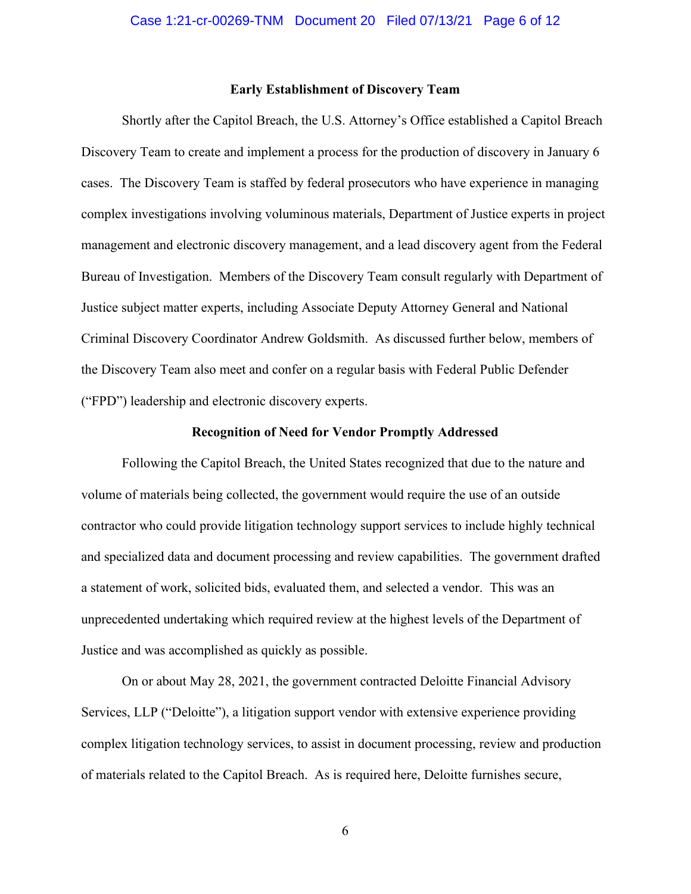### Early Establishment of Discovery Team

Shortly after the Capitol Breach, the U.S. Attorney's Office established a Capitol Breach Discovery Team to create and implement a process for the production of discovery in January 6 cases. The Discovery Team is staffed by federal prosecutors who have experience in managing complex investigations involving voluminous materials, Department of Justice experts in project management and electronic discovery management, and a lead discovery agent from the Federal Bureau of Investigation. Members of the Discovery Team consult regularly with Department of Justice subject matter experts, including Associate Deputy Attorney General and National Criminal Discovery Coordinator Andrew Goldsmith. As discussed further below, members of the Discovery Team also meet and confer on a regular basis with Federal Public Defender ("FPD") leadership and electronic discovery experts.

### Recognition of Need for Vendor Promptly Addressed

Following the Capitol Breach, the United States recognized that due to the nature and volume of materials being collected, the government would require the use of an outside contractor who could provide litigation technology support services to include highly technical and specialized data and document processing and review capabilities. The government drafted a statement of work, solicited bids, evaluated them, and selected a vendor. This was an unprecedented undertaking which required review at the highest levels of the Department of Justice and was accomplished as quickly as possible.

On or about May 28, 2021, the government contracted Deloitte Financial Advisory Services, LLP ("Deloitte"), a litigation support vendor with extensive experience providing complex litigation technology services, to assist in document processing, review and production of materials related to the Capitol Breach. As is required here, Deloitte furnishes secure,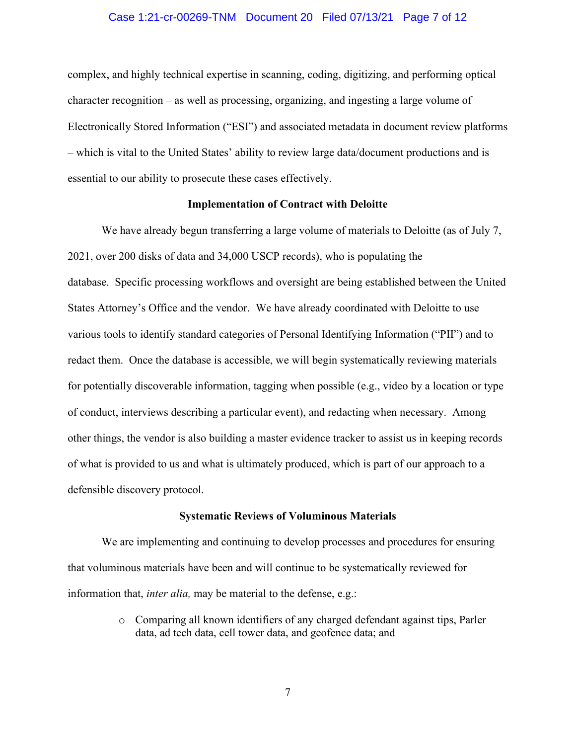complex, and highly technical expertise in scanning, coding, digitizing, and performing optical character recognition – as well as processing, organizing, and ingesting a large volume of Electronically Stored Information ("ESI") and associated metadata in document review platforms – which is vital to the United States' ability to review large data/document productions and is essential to our ability to prosecute these cases effectively.

**Implementation of Contract with Deloitte**

We have already begun transferring a large volume of materials to Deloitte (as of July 7, 2021, over 200 disks of data and 34,000 USCP records), who is populating the database. Specific processing workflows and oversight are being established between the United States Attorney's Office and the vendor. We have already coordinated with Deloitte to use various tools to identify standard categories of Personal Identifying Information ("PII") and to redact them. Once the database is accessible, we will begin systematically reviewing materials for potentially discoverable information, tagging when possible (e.g., video by a location or type of conduct, interviews describing a particular event), and redacting when necessary. Among other things, the vendor is also building a master evidence tracker to assist us in keeping records of what is provided to us and what is ultimately produced, which is part of our approach to a defensible discovery protocol.

**Systematic Reviews of Voluminous Materials**

We are implementing and continuing to develop processes and procedures for ensuring that voluminous materials have been and will continue to be systematically reviewed for information that, *inter alia,* may be material to the defense, e.g.:

- Comparing all known identifiers of any charged defendant against tips, Parler data, ad tech data, cell tower data, and geofence data; and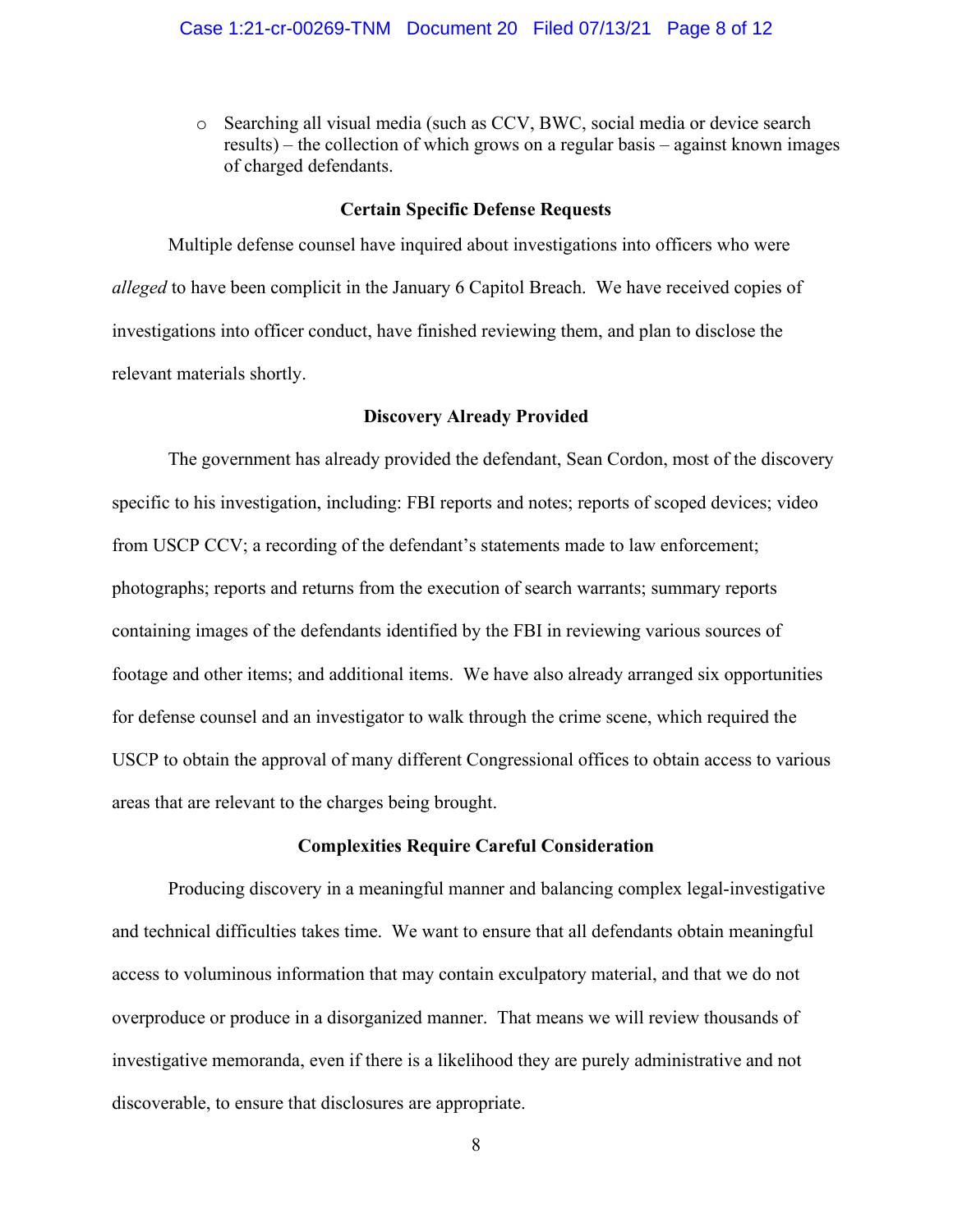- Searching all visual media (such as CCV, BWC, social media or device search results) – the collection of which grows on a regular basis – against known images of charged defendants.

**Certain Specific Defense Requests**

Multiple defense counsel have inquired about investigations into officers who were *alleged* to have been complicit in the January 6 Capitol Breach. We have received copies of investigations into officer conduct, have finished reviewing them, and plan to disclose the relevant materials shortly.

**Discovery Already Provided**

The government has already provided the defendant, Sean Cordon, most of the discovery specific to his investigation, including: FBI reports and notes; reports of scoped devices; video from USCP CCV; a recording of the defendant's statements made to law enforcement; photographs; reports and returns from the execution of search warrants; summary reports containing images of the defendants identified by the FBI in reviewing various sources of footage and other items; and additional items. We have also already arranged six opportunities for defense counsel and an investigator to walk through the crime scene, which required the USCP to obtain the approval of many different Congressional offices to obtain access to various areas that are relevant to the charges being brought.

**Complexities Require Careful Consideration**

Producing discovery in a meaningful manner and balancing complex legal-investigative and technical difficulties takes time. We want to ensure that all defendants obtain meaningful access to voluminous information that may contain exculpatory material, and that we do not overproduce or produce in a disorganized manner. That means we will review thousands of investigative memoranda, even if there is a likelihood they are purely administrative and not discoverable, to ensure that disclosures are appropriate.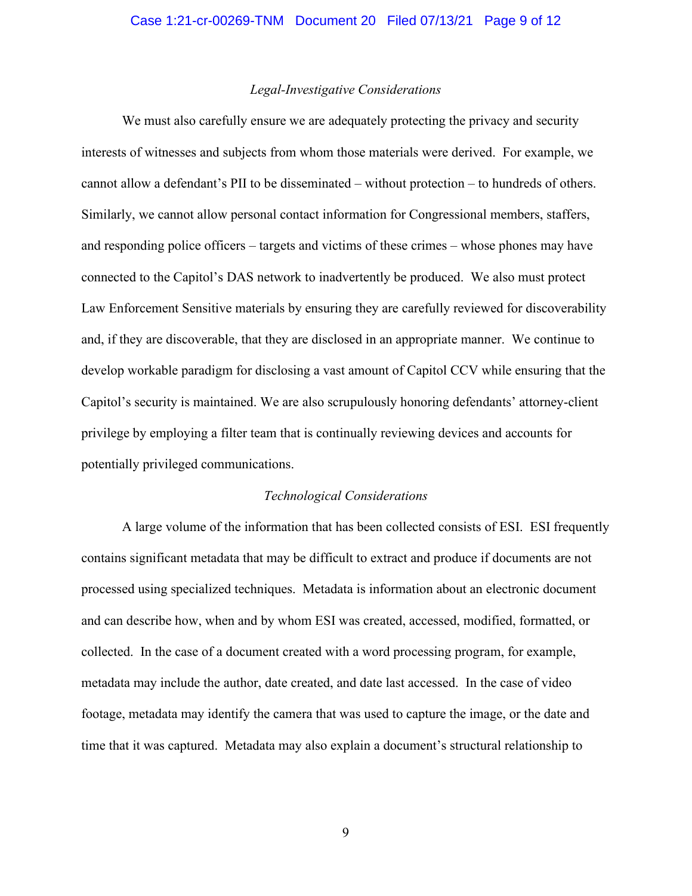*Legal-Investigative Considerations*

We must also carefully ensure we are adequately protecting the privacy and security interests of witnesses and subjects from whom those materials were derived. For example, we cannot allow a defendant's PII to be disseminated – without protection – to hundreds of others. Similarly, we cannot allow personal contact information for Congressional members, staffers, and responding police officers – targets and victims of these crimes – whose phones may have connected to the Capitol's DAS network to inadvertently be produced. We also must protect Law Enforcement Sensitive materials by ensuring they are carefully reviewed for discoverability and, if they are discoverable, that they are disclosed in an appropriate manner. We continue to develop workable paradigm for disclosing a vast amount of Capitol CCV while ensuring that the Capitol's security is maintained. We are also scrupulously honoring defendants' attorney-client privilege by employing a filter team that is continually reviewing devices and accounts for potentially privileged communications.

*Technological Considerations*

A large volume of the information that has been collected consists of ESI. ESI frequently contains significant metadata that may be difficult to extract and produce if documents are not processed using specialized techniques. Metadata is information about an electronic document and can describe how, when and by whom ESI was created, accessed, modified, formatted, or collected. In the case of a document created with a word processing program, for example, metadata may include the author, date created, and date last accessed. In the case of video footage, metadata may identify the camera that was used to capture the image, or the date and time that it was captured. Metadata may also explain a document's structural relationship to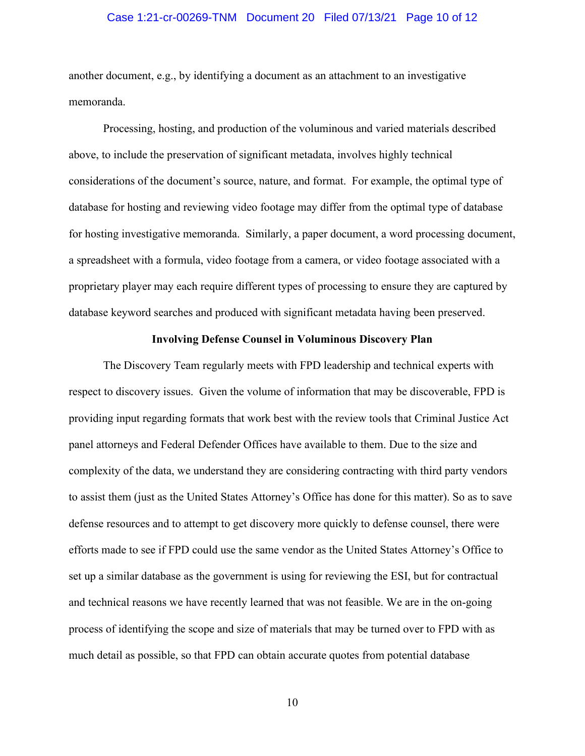another document, e.g., by identifying a document as an attachment to an investigative memoranda.

Processing, hosting, and production of the voluminous and varied materials described above, to include the preservation of significant metadata, involves highly technical considerations of the document's source, nature, and format. For example, the optimal type of database for hosting and reviewing video footage may differ from the optimal type of database for hosting investigative memoranda. Similarly, a paper document, a word processing document, a spreadsheet with a formula, video footage from a camera, or video footage associated with a proprietary player may each require different types of processing to ensure they are captured by database keyword searches and produced with significant metadata having been preserved.

**Involving Defense Counsel in Voluminous Discovery Plan**

The Discovery Team regularly meets with FPD leadership and technical experts with respect to discovery issues. Given the volume of information that may be discoverable, FPD is providing input regarding formats that work best with the review tools that Criminal Justice Act panel attorneys and Federal Defender Offices have available to them. Due to the size and complexity of the data, we understand they are considering contracting with third party vendors to assist them (just as the United States Attorney's Office has done for this matter). So as to save defense resources and to attempt to get discovery more quickly to defense counsel, there were efforts made to see if FPD could use the same vendor as the United States Attorney's Office to set up a similar database as the government is using for reviewing the ESI, but for contractual and technical reasons we have recently learned that was not feasible. We are in the on-going process of identifying the scope and size of materials that may be turned over to FPD with as much detail as possible, so that FPD can obtain accurate quotes from potential database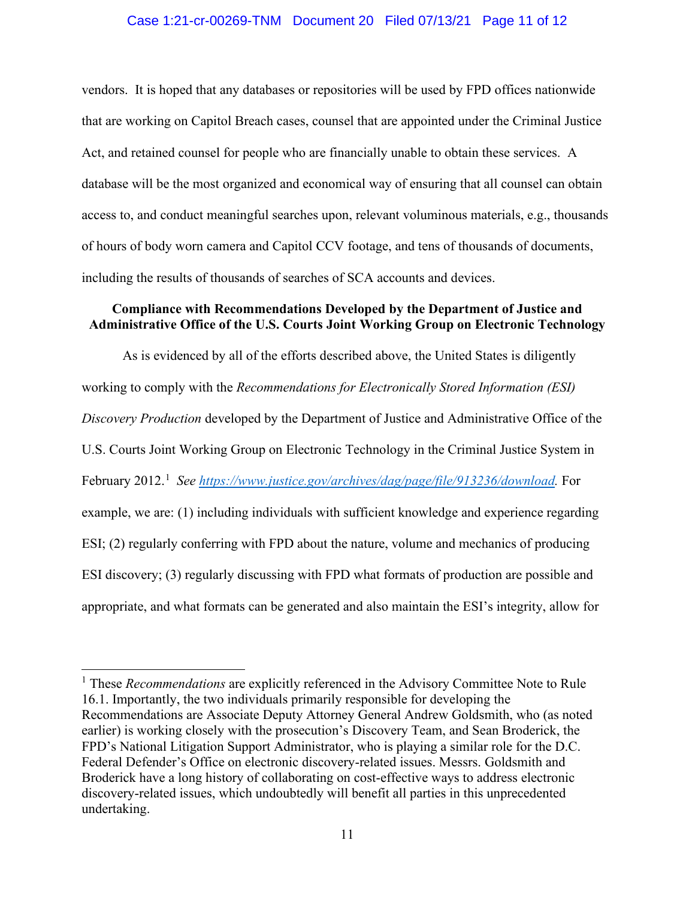vendors. It is hoped that any databases or repositories will be used by FPD offices nationwide that are working on Capitol Breach cases, counsel that are appointed under the Criminal Justice Act, and retained counsel for people who are financially unable to obtain these services. A database will be the most organized and economical way of ensuring that all counsel can obtain access to, and conduct meaningful searches upon, relevant voluminous materials, e.g., thousands of hours of body worn camera and Capitol CCV footage, and tens of thousands of documents, including the results of thousands of searches of SCA accounts and devices.

**Compliance with Recommendations Developed by the Department of Justice and Administrative Office of the U.S. Courts Joint Working Group on Electronic Technology**

As is evidenced by all of the efforts described above, the United States is diligently working to comply with the *Recommendations for Electronically Stored Information (ESI) Discovery Production* developed by the Department of Justice and Administrative Office of the U.S. Courts Joint Working Group on Electronic Technology in the Criminal Justice System in February 2012.[1] *See* https://www.justice.gov/archives/dag/page/file/913236/download. For example, we are: (1) including individuals with sufficient knowledge and experience regarding ESI; (2) regularly conferring with FPD about the nature, volume and mechanics of producing ESI discovery; (3) regularly discussing with FPD what formats of production are possible and appropriate, and what formats can be generated and also maintain the ESI's integrity, allow for

[1] These *Recommendations* are explicitly referenced in the Advisory Committee Note to Rule 16.1. Importantly, the two individuals primarily responsible for developing the Recommendations are Associate Deputy Attorney General Andrew Goldsmith, who (as noted earlier) is working closely with the prosecution's Discovery Team, and Sean Broderick, the FPD's National Litigation Support Administrator, who is playing a similar role for the D.C. Federal Defender's Office on electronic discovery-related issues. Messrs. Goldsmith and Broderick have a long history of collaborating on cost-effective ways to address electronic discovery-related issues, which undoubtedly will benefit all parties in this unprecedented undertaking.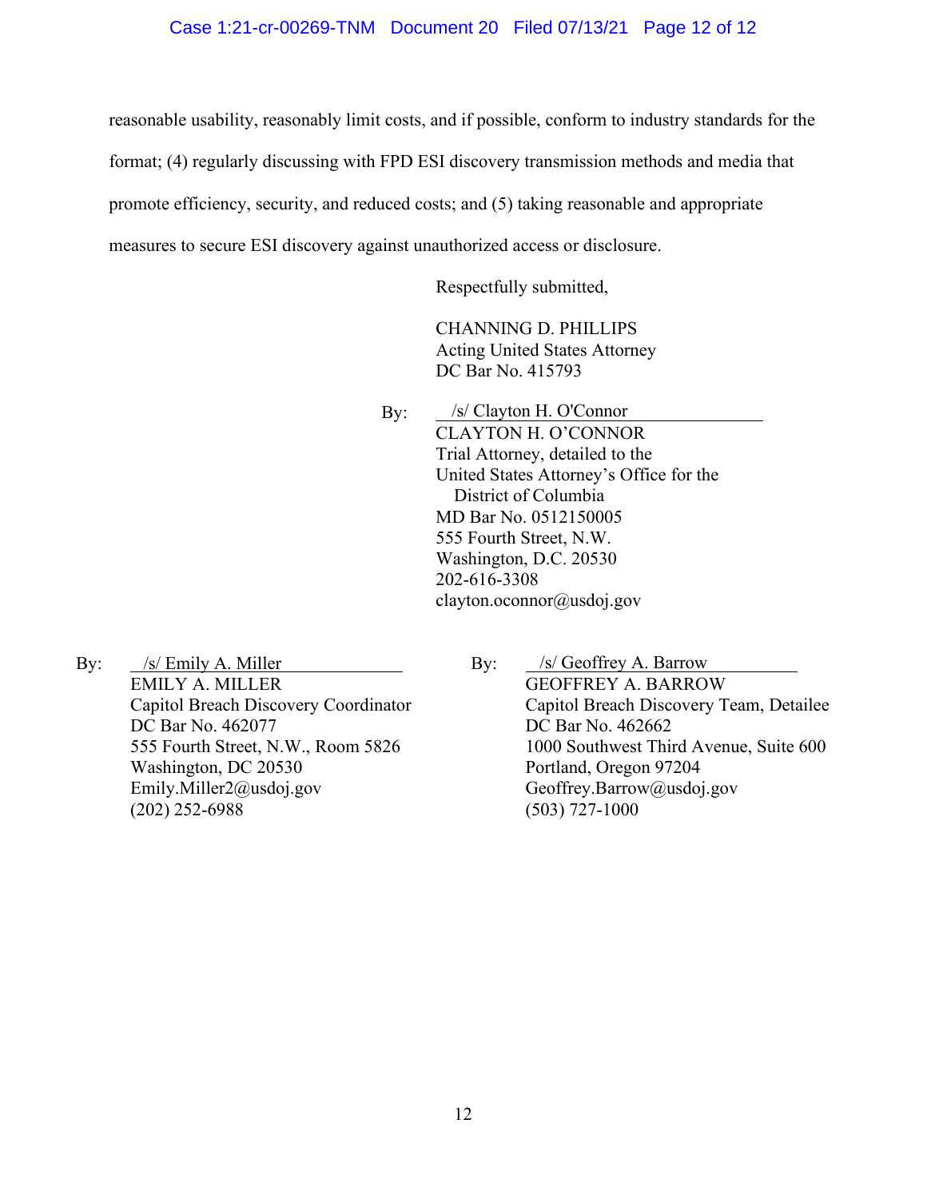reasonable usability, reasonably limit costs, and if possible, conform to industry standards for the format; (4) regularly discussing with FPD ESI discovery transmission methods and media that promote efficiency, security, and reduced costs; and (5) taking reasonable and appropriate measures to secure ESI discovery against unauthorized access or disclosure.

Respectfully submitted,

CHANNING D. PHILLIPS
Acting United States Attorney
DC Bar No. 415793

By: /s/ Clayton H. O'Connor
CLAYTON H. O'CONNOR
Trial Attorney, detailed to the
United States Attorney's Office for the
District of Columbia
MD Bar No. 0512150005
555 Fourth Street, N.W.
Washington, D.C. 20530
202-616-3308
clayton.oconnor@usdoj.gov

By: /s/ Emily A. Miller
EMILY A. MILLER
Capitol Breach Discovery Coordinator
DC Bar No. 462077
555 Fourth Street, N.W., Room 5826
Washington, DC 20530
Emily.Miller2@usdoj.gov
(202) 252-6988

By: /s/ Geoffrey A. Barrow
GEOFFREY A. BARROW
Capitol Breach Discovery Team, Detailee
DC Bar No. 462662
1000 Southwest Third Avenue, Suite 600
Portland, Oregon 97204
Geoffrey.Barrow@usdoj.gov
(503) 727-1000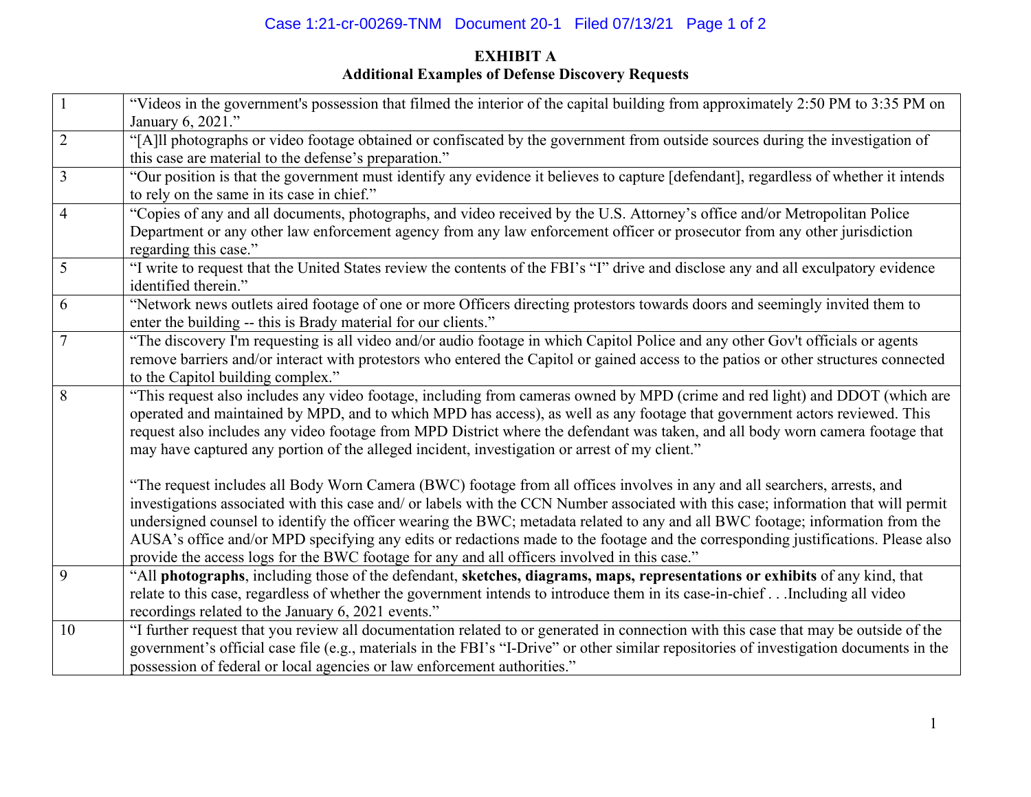**EXHIBIT A**
**Additional Examples of Defense Discovery Requests**

| | |
|---|---|
| 1 | "Videos in the government's possession that filmed the interior of the capital building from approximately 2:50 PM to 3:35 PM on January 6, 2021." |
| 2 | "[A]ll photographs or video footage obtained or confiscated by the government from outside sources during the investigation of this case are material to the defense's preparation." |
| 3 | "Our position is that the government must identify any evidence it believes to capture [defendant], regardless of whether it intends to rely on the same in its case in chief." |
| 4 | "Copies of any and all documents, photographs, and video received by the U.S. Attorney's office and/or Metropolitan Police Department or any other law enforcement agency from any law enforcement officer or prosecutor from any other jurisdiction regarding this case." |
| 5 | "I write to request that the United States review the contents of the FBI's "I" drive and disclose any and all exculpatory evidence identified therein." |
| 6 | "Network news outlets aired footage of one or more Officers directing protestors towards doors and seemingly invited them to enter the building -- this is Brady material for our clients." |
| 7 | "The discovery I'm requesting is all video and/or audio footage in which Capitol Police and any other Gov't officials or agents remove barriers and/or interact with protestors who entered the Capitol or gained access to the patios or other structures connected to the Capitol building complex." |
| 8 | "This request also includes any video footage, including from cameras owned by MPD (crime and red light) and DDOT (which are operated and maintained by MPD, and to which MPD has access), as well as any footage that government actors reviewed. This request also includes any video footage from MPD District where the defendant was taken, and all body worn camera footage that may have captured any portion of the alleged incident, investigation or arrest of my client."<br><br>"The request includes all Body Worn Camera (BWC) footage from all offices involves in any and all searchers, arrests, and investigations associated with this case and/ or labels with the CCN Number associated with this case; information that will permit undersigned counsel to identify the officer wearing the BWC; metadata related to any and all BWC footage; information from the AUSA's office and/or MPD specifying any edits or redactions made to the footage and the corresponding justifications. Please also provide the access logs for the BWC footage for any and all officers involved in this case." |
| 9 | "All **photographs**, including those of the defendant, **sketches, diagrams, maps, representations or exhibits** of any kind, that relate to this case, regardless of whether the government intends to introduce them in its case-in-chief . . .Including all video recordings related to the January 6, 2021 events." |
| 10 | "I further request that you review all documentation related to or generated in connection with this case that may be outside of the government's official case file (e.g., materials in the FBI's "I-Drive" or other similar repositories of investigation documents in the possession of federal or local agencies or law enforcement authorities." |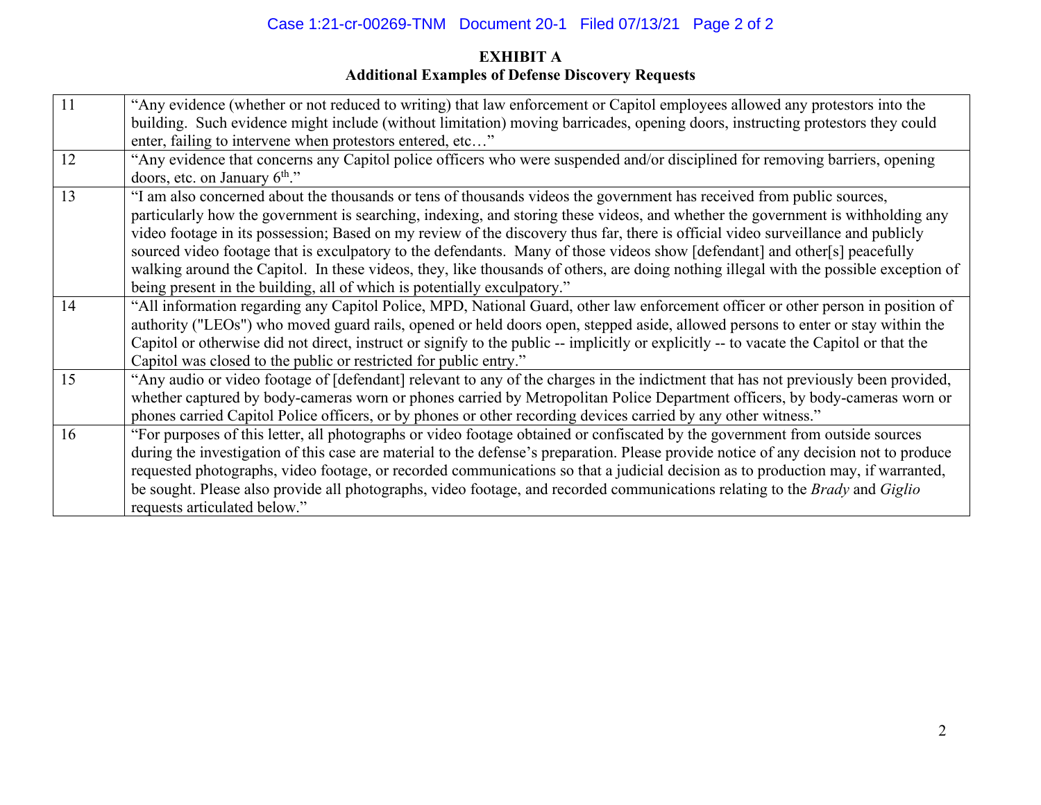**EXHIBIT A**
**Additional Examples of Defense Discovery Requests**

| | |
|---|---|
| 11 | "Any evidence (whether or not reduced to writing) that law enforcement or Capitol employees allowed any protestors into the building. Such evidence might include (without limitation) moving barricades, opening doors, instructing protestors they could enter, failing to intervene when protestors entered, etc…" |
| 12 | "Any evidence that concerns any Capitol police officers who were suspended and/or disciplined for removing barriers, opening doors, etc. on January 6th." |
| 13 | "I am also concerned about the thousands or tens of thousands videos the government has received from public sources, particularly how the government is searching, indexing, and storing these videos, and whether the government is withholding any video footage in its possession; Based on my review of the discovery thus far, there is official video surveillance and publicly sourced video footage that is exculpatory to the defendants. Many of those videos show [defendant] and other[s] peacefully walking around the Capitol. In these videos, they, like thousands of others, are doing nothing illegal with the possible exception of being present in the building, all of which is potentially exculpatory." |
| 14 | "All information regarding any Capitol Police, MPD, National Guard, other law enforcement officer or other person in position of authority ("LEOs") who moved guard rails, opened or held doors open, stepped aside, allowed persons to enter or stay within the Capitol or otherwise did not direct, instruct or signify to the public -- implicitly or explicitly -- to vacate the Capitol or that the Capitol was closed to the public or restricted for public entry." |
| 15 | "Any audio or video footage of [defendant] relevant to any of the charges in the indictment that has not previously been provided, whether captured by body-cameras worn or phones carried by Metropolitan Police Department officers, by body-cameras worn or phones carried Capitol Police officers, or by phones or other recording devices carried by any other witness." |
| 16 | "For purposes of this letter, all photographs or video footage obtained or confiscated by the government from outside sources during the investigation of this case are material to the defense's preparation. Please provide notice of any decision not to produce requested photographs, video footage, or recorded communications so that a judicial decision as to production may, if warranted, be sought. Please also provide all photographs, video footage, and recorded communications relating to the *Brady* and *Giglio* requests articulated below." |